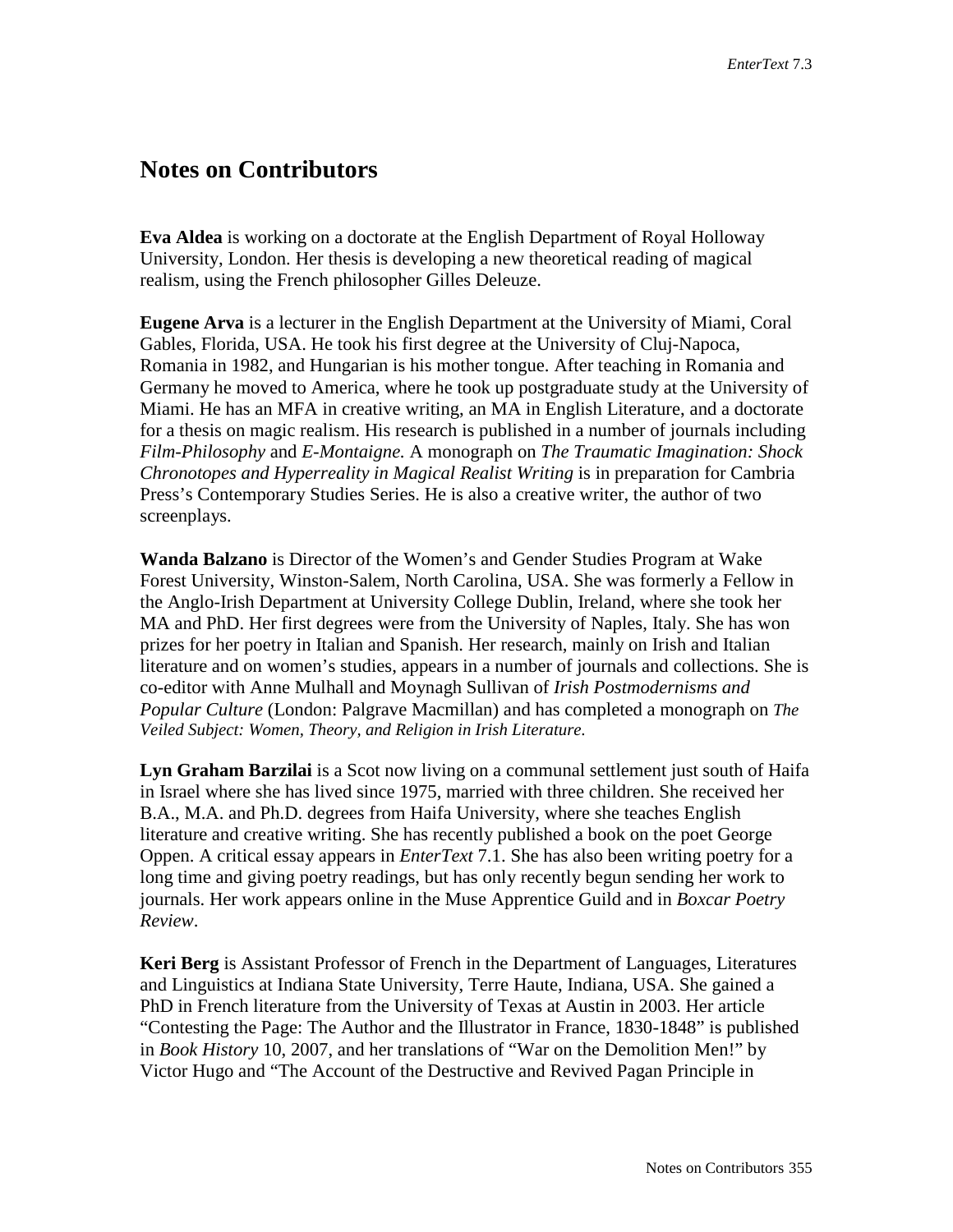# Notes on Contributors

**Eva Aldea** is working on a doctorate at the English Department of Royal Holloway University, London. Her thesis is developing a new theoretical reading of magical realism, using the French philosopher Gilles Deleuze.

**Eugene Arva** is a lecturer in the English Department at the University of Miami, Coral Gables, Florida, USA. He took his first degree at the University of Cluj-Napoca, Romania in 1982, and Hungarian is his mother tongue. After teaching in Romania and Germany he moved to America, where he took up postgraduate study at the University of Miami. He has an MFA in creative writing, an MA in English Literature, and a doctorate for a thesis on magic realism. His research is published in a number of journals including *Film-Philosophy* and *E-Montaigne.* A monograph on *The Traumatic Imagination: Shock Chronotopes and Hyperreality in Magical Realist Writing* is in preparation for Cambria Press's Contemporary Studies Series. He is also a creative writer, the author of two screenplays.

**Wanda Balzano** is Director of the Women's and Gender Studies Program at Wake Forest University, Winston-Salem, North Carolina, USA. She was formerly a Fellow in the Anglo-Irish Department at University College Dublin, Ireland, where she took her MA and PhD. Her first degrees were from the University of Naples, Italy. She has won prizes for her poetry in Italian and Spanish. Her research, mainly on Irish and Italian literature and on women's studies, appears in a number of journals and collections. She is co-editor with Anne Mulhall and Moynagh Sullivan of *Irish Postmodernisms and Popular Culture* (London: Palgrave Macmillan) and has completed a monograph on *The Veiled Subject: Women, Theory, and Religion in Irish Literature.*

**Lyn Graham Barzilai** is a Scot now living on a communal settlement just south of Haifa in Israel where she has lived since 1975, married with three children. She received her B.A., M.A. and Ph.D. degrees from Haifa University, where she teaches English literature and creative writing. She has recently published a book on the poet George Oppen. A critical essay appears in *EnterText* 7.1. She has also been writing poetry for a long time and giving poetry readings, but has only recently begun sending her work to journals. Her work appears online in the Muse Apprentice Guild and in *Boxcar Poetry Review*.

**Keri Berg** is Assistant Professor of French in the Department of Languages, Literatures and Linguistics at Indiana State University, Terre Haute, Indiana, USA. She gained a PhD in French literature from the University of Texas at Austin in 2003. Her article "Contesting the Page: The Author and the Illustrator in France, 1830-1848" is published in *Book History* 10, 2007, and her translations of "War on the Demolition Men!" by Victor Hugo and "The Account of the Destructive and Revived Pagan Principle in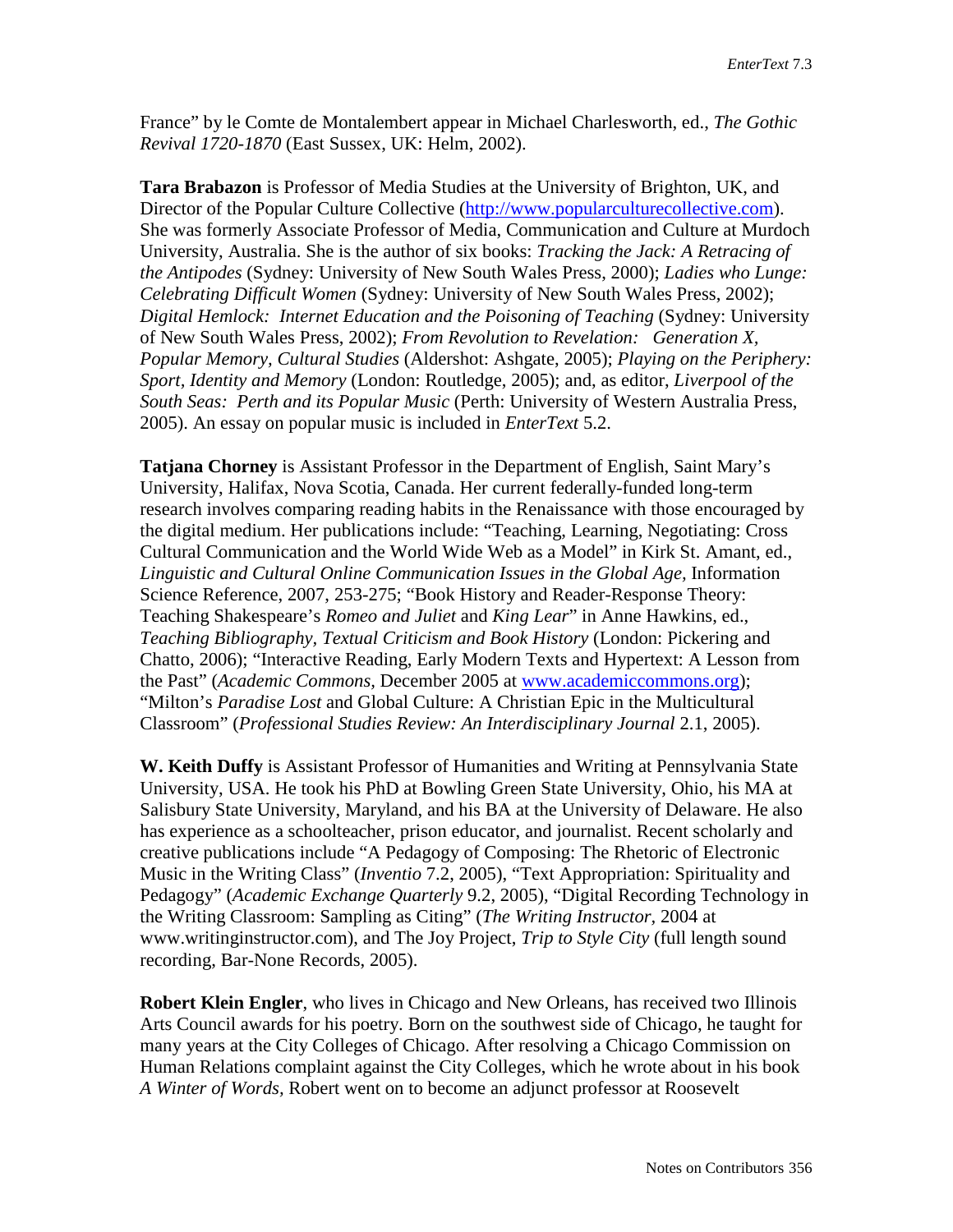France" by le Comte de Montalembert appear in Michael Charlesworth, ed., *The Gothic Revival 1720-1870* (East Sussex, UK: Helm, 2002).

**Tara Brabazon** is Professor of Media Studies at the University of Brighton, UK, and Director of the Popular Culture Collective (http://www.popularculturecollective.com). She was formerly Associate Professor of Media, Communication and Culture at Murdoch University, Australia. She is the author of six books: *Tracking the Jack: A Retracing of the Antipodes* (Sydney: University of New South Wales Press, 2000); *Ladies who Lunge: Celebrating Difficult Women* (Sydney: University of New South Wales Press, 2002); *Digital Hemlock: Internet Education and the Poisoning of Teaching* (Sydney: University of New South Wales Press, 2002); *From Revolution to Revelation: Generation X, Popular Memory, Cultural Studies* (Aldershot: Ashgate, 2005); *Playing on the Periphery: Sport, Identity and Memory* (London: Routledge, 2005); and, as editor, *Liverpool of the South Seas: Perth and its Popular Music* (Perth: University of Western Australia Press, 2005). An essay on popular music is included in *EnterText* 5.2.

**Tatjana Chorney** is Assistant Professor in the Department of English, Saint Mary's University, Halifax, Nova Scotia, Canada. Her current federally-funded long-term research involves comparing reading habits in the Renaissance with those encouraged by the digital medium. Her publications include: "Teaching, Learning, Negotiating: Cross Cultural Communication and the World Wide Web as a Model" in Kirk St. Amant, ed., *Linguistic and Cultural Online Communication Issues in the Global Age,* Information Science Reference, 2007, 253-275; "Book History and Reader-Response Theory: Teaching Shakespeare's *Romeo and Juliet* and *King Lear*" in Anne Hawkins, ed., *Teaching Bibliography, Textual Criticism and Book History* (London: Pickering and Chatto, 2006); "Interactive Reading, Early Modern Texts and Hypertext: A Lesson from the Past" (*Academic Commons*, December 2005 at www.academiccommons.org); "Milton's *Paradise Lost* and Global Culture: A Christian Epic in the Multicultural Classroom" (*Professional Studies Review: An Interdisciplinary Journal* 2.1, 2005).

**W. Keith Duffy** is Assistant Professor of Humanities and Writing at Pennsylvania State University, USA. He took his PhD at Bowling Green State University, Ohio, his MA at Salisbury State University, Maryland, and his BA at the University of Delaware. He also has experience as a schoolteacher, prison educator, and journalist. Recent scholarly and creative publications include "A Pedagogy of Composing: The Rhetoric of Electronic Music in the Writing Class" (*Inventio* 7.2, 2005), "Text Appropriation: Spirituality and Pedagogy" (*Academic Exchange Quarterly* 9.2, 2005), "Digital Recording Technology in the Writing Classroom: Sampling as Citing" (*The Writing Instructor,* 2004 at www.writinginstructor.com), and The Joy Project, *Trip to Style City* (full length sound recording, Bar-None Records, 2005).

**Robert Klein Engler**, who lives in Chicago and New Orleans, has received two Illinois Arts Council awards for his poetry. Born on the southwest side of Chicago, he taught for many years at the City Colleges of Chicago. After resolving a Chicago Commission on Human Relations complaint against the City Colleges, which he wrote about in his book *A Winter of Words,* Robert went on to become an adjunct professor at Roosevelt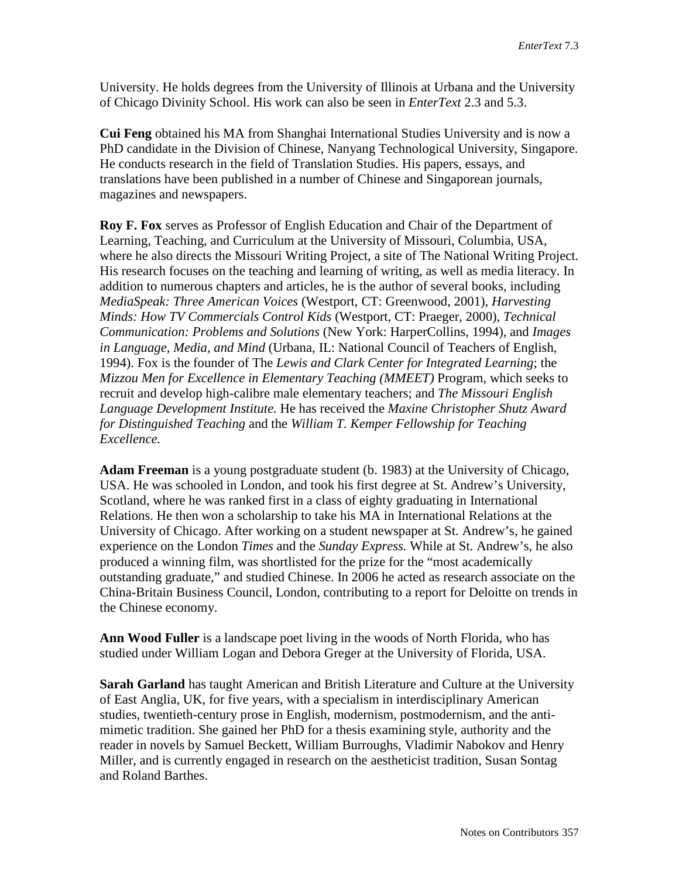University. He holds degrees from the University of Illinois at Urbana and the University of Chicago Divinity School. His work can also be seen in *EnterText* 2.3 and 5.3.

**Cui Feng** obtained his MA from Shanghai International Studies University and is now a PhD candidate in the Division of Chinese, Nanyang Technological University, Singapore. He conducts research in the field of Translation Studies. His papers, essays, and translations have been published in a number of Chinese and Singaporean journals, magazines and newspapers.

**Roy F. Fox** serves as Professor of English Education and Chair of the Department of Learning, Teaching, and Curriculum at the University of Missouri, Columbia, USA, where he also directs the Missouri Writing Project, a site of The National Writing Project. His research focuses on the teaching and learning of writing, as well as media literacy. In addition to numerous chapters and articles, he is the author of several books, including *MediaSpeak: Three American Voices* (Westport, CT: Greenwood, 2001), *Harvesting Minds: How TV Commercials Control Kids* (Westport, CT: Praeger, 2000), *Technical Communication: Problems and Solutions* (New York: HarperCollins, 1994), and *Images in Language, Media, and Mind* (Urbana, IL: National Council of Teachers of English, 1994). Fox is the founder of The *Lewis and Clark Center for Integrated Learning*; the *Mizzou Men for Excellence in Elementary Teaching (MMEET)* Program, which seeks to recruit and develop high-calibre male elementary teachers; and *The Missouri English Language Development Institute.* He has received the *Maxine Christopher Shutz Award for Distinguished Teaching* and the *William T. Kemper Fellowship for Teaching Excellence.*

**Adam Freeman** is a young postgraduate student (b. 1983) at the University of Chicago, USA. He was schooled in London, and took his first degree at St. Andrew's University, Scotland, where he was ranked first in a class of eighty graduating in International Relations. He then won a scholarship to take his MA in International Relations at the University of Chicago. After working on a student newspaper at St. Andrew's, he gained experience on the London *Times* and the *Sunday Express.* While at St. Andrew's, he also produced a winning film, was shortlisted for the prize for the "most academically outstanding graduate," and studied Chinese. In 2006 he acted as research associate on the China-Britain Business Council, London, contributing to a report for Deloitte on trends in the Chinese economy.

**Ann Wood Fuller** is a landscape poet living in the woods of North Florida, who has studied under William Logan and Debora Greger at the University of Florida, USA.

**Sarah Garland** has taught American and British Literature and Culture at the University of East Anglia, UK, for five years, with a specialism in interdisciplinary American studies, twentieth-century prose in English, modernism, postmodernism, and the anti-mimetic tradition. She gained her PhD for a thesis examining style, authority and the reader in novels by Samuel Beckett, William Burroughs, Vladimir Nabokov and Henry Miller, and is currently engaged in research on the aestheticist tradition, Susan Sontag and Roland Barthes.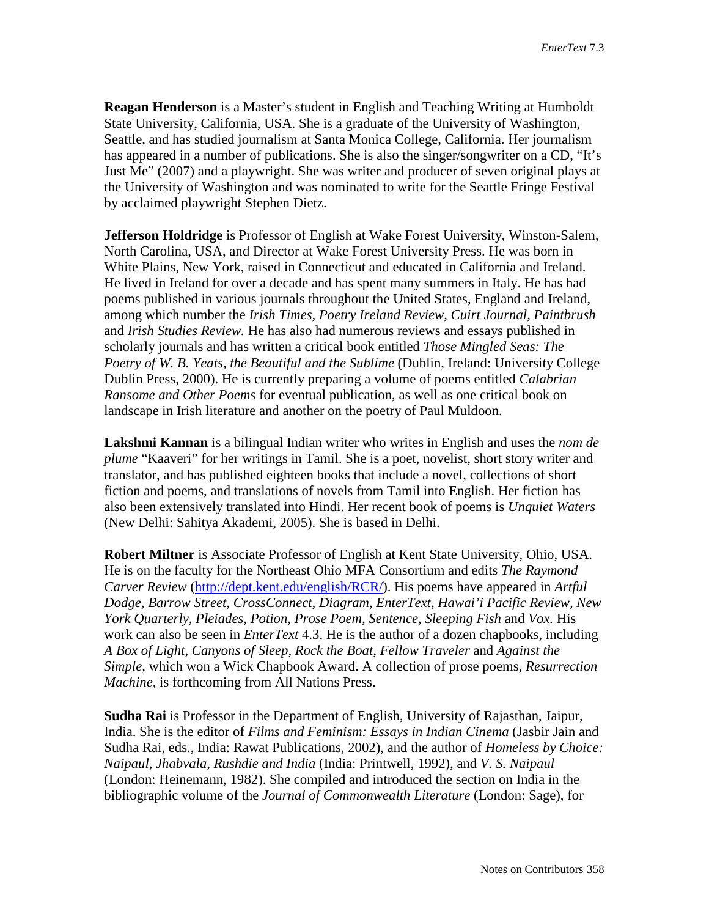**Reagan Henderson** is a Master's student in English and Teaching Writing at Humboldt State University, California, USA. She is a graduate of the University of Washington, Seattle, and has studied journalism at Santa Monica College, California. Her journalism has appeared in a number of publications. She is also the singer/songwriter on a CD, "It's Just Me" (2007) and a playwright. She was writer and producer of seven original plays at the University of Washington and was nominated to write for the Seattle Fringe Festival by acclaimed playwright Stephen Dietz.

**Jefferson Holdridge** is Professor of English at Wake Forest University, Winston-Salem, North Carolina, USA, and Director at Wake Forest University Press. He was born in White Plains, New York, raised in Connecticut and educated in California and Ireland. He lived in Ireland for over a decade and has spent many summers in Italy. He has had poems published in various journals throughout the United States, England and Ireland, among which number the *Irish Times, Poetry Ireland Review, Cuirt Journal, Paintbrush* and *Irish Studies Review.* He has also had numerous reviews and essays published in scholarly journals and has written a critical book entitled *Those Mingled Seas: The Poetry of W. B. Yeats, the Beautiful and the Sublime* (Dublin, Ireland: University College Dublin Press, 2000). He is currently preparing a volume of poems entitled *Calabrian Ransome and Other Poems* for eventual publication, as well as one critical book on landscape in Irish literature and another on the poetry of Paul Muldoon.

**Lakshmi Kannan** is a bilingual Indian writer who writes in English and uses the *nom de plume* "Kaaveri" for her writings in Tamil. She is a poet, novelist, short story writer and translator, and has published eighteen books that include a novel, collections of short fiction and poems, and translations of novels from Tamil into English. Her fiction has also been extensively translated into Hindi. Her recent book of poems is *Unquiet Waters* (New Delhi: Sahitya Akademi, 2005). She is based in Delhi.

**Robert Miltner** is Associate Professor of English at Kent State University, Ohio, USA. He is on the faculty for the Northeast Ohio MFA Consortium and edits *The Raymond Carver Review* (http://dept.kent.edu/english/RCR/). His poems have appeared in *Artful Dodge, Barrow Street, CrossConnect, Diagram, EnterText, Hawai'i Pacific Review, New York Quarterly, Pleiades, Potion, Prose Poem, Sentence, Sleeping Fish* and *Vox.* His work can also be seen in *EnterText* 4.3. He is the author of a dozen chapbooks, including *A Box of Light, Canyons of Sleep, Rock the Boat, Fellow Traveler* and *Against the Simple,* which won a Wick Chapbook Award. A collection of prose poems, *Resurrection Machine,* is forthcoming from All Nations Press.

**Sudha Rai** is Professor in the Department of English, University of Rajasthan, Jaipur, India. She is the editor of *Films and Feminism: Essays in Indian Cinema* (Jasbir Jain and Sudha Rai, eds., India: Rawat Publications, 2002), and the author of *Homeless by Choice: Naipaul, Jhabvala, Rushdie and India* (India: Printwell, 1992), and *V. S. Naipaul* (London: Heinemann, 1982). She compiled and introduced the section on India in the bibliographic volume of the *Journal of Commonwealth Literature* (London: Sage), for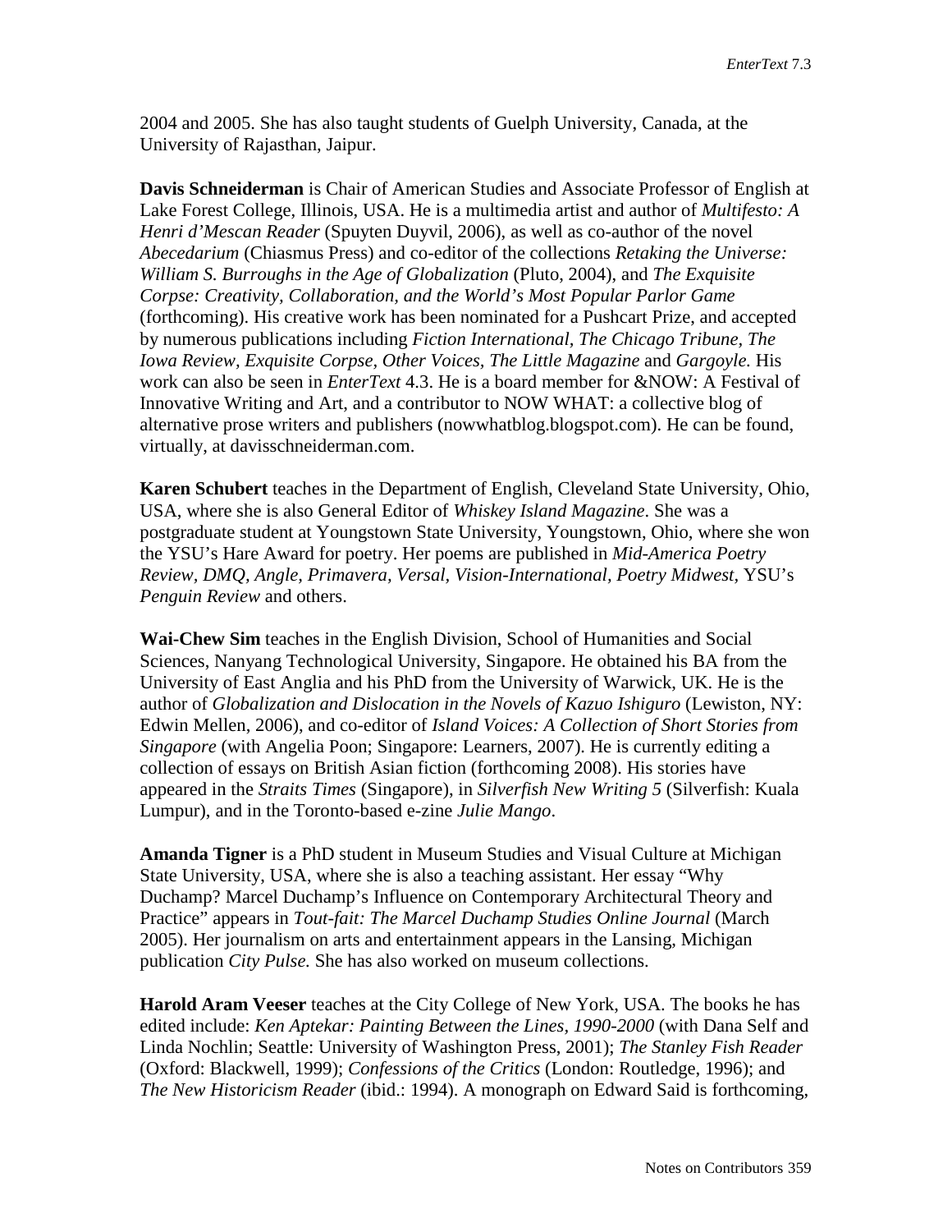2004 and 2005. She has also taught students of Guelph University, Canada, at the University of Rajasthan, Jaipur.

**Davis Schneiderman** is Chair of American Studies and Associate Professor of English at Lake Forest College, Illinois, USA. He is a multimedia artist and author of *Multifesto: A Henri d'Mescan Reader* (Spuyten Duyvil, 2006), as well as co-author of the novel *Abecedarium* (Chiasmus Press) and co-editor of the collections *Retaking the Universe: William S. Burroughs in the Age of Globalization* (Pluto, 2004), and *The Exquisite Corpse: Creativity, Collaboration, and the World's Most Popular Parlor Game* (forthcoming). His creative work has been nominated for a Pushcart Prize, and accepted by numerous publications including *Fiction International*, *The Chicago Tribune*, *The Iowa Review*, *Exquisite Corpse*, *Other Voices*, *The Little Magazine* and *Gargoyle.* His work can also be seen in *EnterText* 4.3. He is a board member for &NOW: A Festival of Innovative Writing and Art, and a contributor to NOW WHAT: a collective blog of alternative prose writers and publishers (nowwhatblog.blogspot.com). He can be found, virtually, at davisschneiderman.com.

**Karen Schubert** teaches in the Department of English, Cleveland State University, Ohio, USA, where she is also General Editor of *Whiskey Island Magazine*. She was a postgraduate student at Youngstown State University, Youngstown, Ohio, where she won the YSU's Hare Award for poetry. Her poems are published in *Mid-America Poetry Review*, *DMQ*, *Angle*, *Primavera*, *Versal*, *Vision-International*, *Poetry Midwest*, YSU's *Penguin Review* and others.

**Wai-Chew Sim** teaches in the English Division, School of Humanities and Social Sciences, Nanyang Technological University, Singapore. He obtained his BA from the University of East Anglia and his PhD from the University of Warwick, UK. He is the author of *Globalization and Dislocation in the Novels of Kazuo Ishiguro* (Lewiston, NY: Edwin Mellen, 2006), and co-editor of *Island Voices: A Collection of Short Stories from Singapore* (with Angelia Poon; Singapore: Learners, 2007). He is currently editing a collection of essays on British Asian fiction (forthcoming 2008). His stories have appeared in the *Straits Times* (Singapore), in *Silverfish New Writing 5* (Silverfish: Kuala Lumpur), and in the Toronto-based e-zine *Julie Mango*.

**Amanda Tigner** is a PhD student in Museum Studies and Visual Culture at Michigan State University, USA, where she is also a teaching assistant. Her essay "Why Duchamp? Marcel Duchamp's Influence on Contemporary Architectural Theory and Practice" appears in *Tout-fait: The Marcel Duchamp Studies Online Journal* (March 2005). Her journalism on arts and entertainment appears in the Lansing, Michigan publication *City Pulse.* She has also worked on museum collections.

**Harold Aram Veeser** teaches at the City College of New York, USA. The books he has edited include: *Ken Aptekar: Painting Between the Lines*, *1990-2000* (with Dana Self and Linda Nochlin; Seattle: University of Washington Press, 2001); *The Stanley Fish Reader* (Oxford: Blackwell, 1999); *Confessions of the Critics* (London: Routledge, 1996); and *The New Historicism Reader* (ibid.: 1994). A monograph on Edward Said is forthcoming,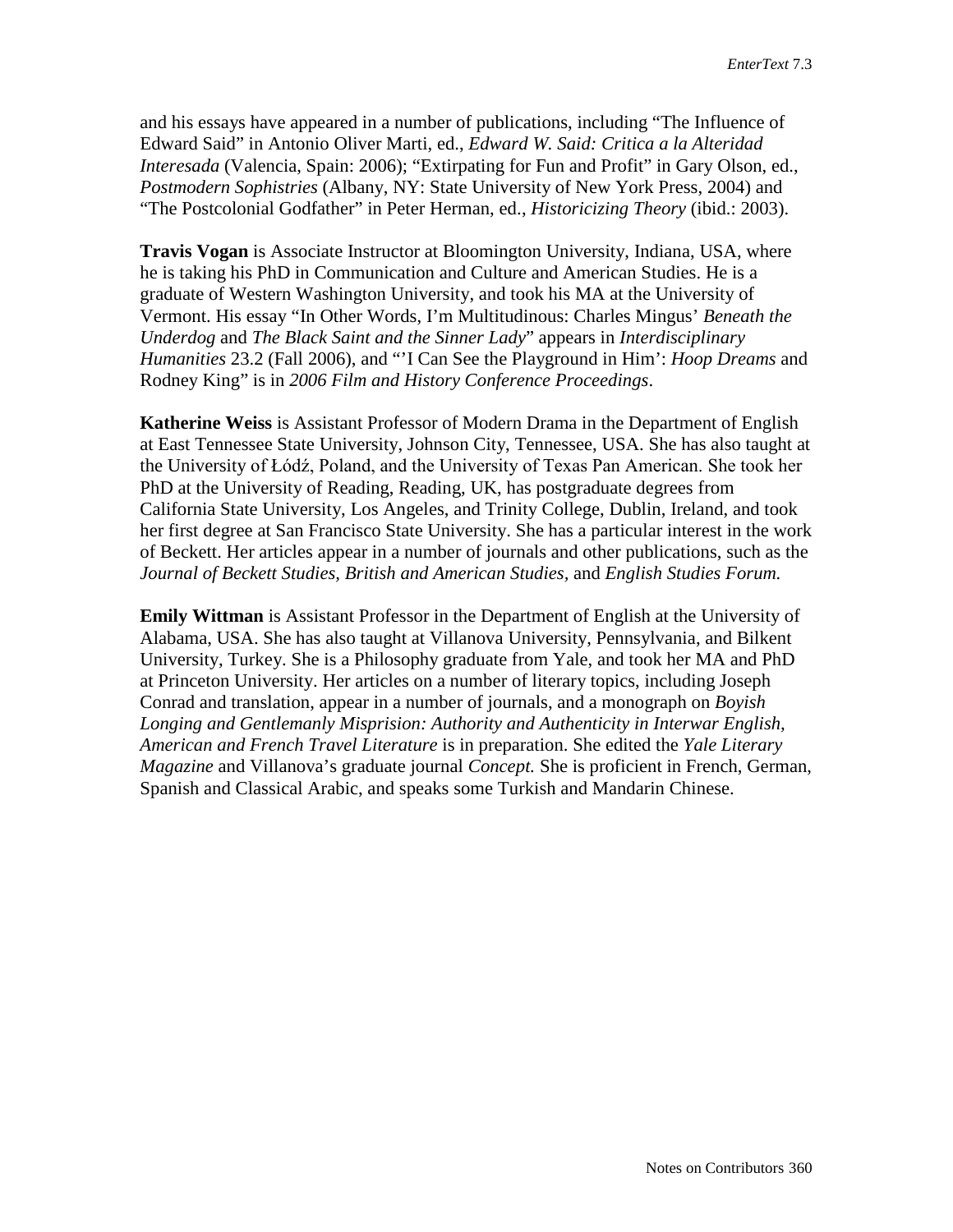and his essays have appeared in a number of publications, including “The Influence of Edward Said” in Antonio Oliver Marti, ed., *Edward W. Said: Critica a la Alteridad Interesada* (Valencia, Spain: 2006); “Extirpating for Fun and Profit” in Gary Olson, ed., *Postmodern Sophistries* (Albany, NY: State University of New York Press, 2004) and “The Postcolonial Godfather” in Peter Herman, ed., *Historicizing Theory* (ibid.: 2003).

**Travis Vogan** is Associate Instructor at Bloomington University, Indiana, USA, where he is taking his PhD in Communication and Culture and American Studies. He is a graduate of Western Washington University, and took his MA at the University of Vermont. His essay “In Other Words, I’m Multitudinous: Charles Mingus’ *Beneath the Underdog* and *The Black Saint and the Sinner Lady*” appears in *Interdisciplinary Humanities* 23.2 (Fall 2006), and “’I Can See the Playground in Him’: *Hoop Dreams* and Rodney King” is in *2006 Film and History Conference Proceedings*.

**Katherine Weiss** is Assistant Professor of Modern Drama in the Department of English at East Tennessee State University, Johnson City, Tennessee, USA. She has also taught at the University of Łódź, Poland, and the University of Texas Pan American. She took her PhD at the University of Reading, Reading, UK, has postgraduate degrees from California State University, Los Angeles, and Trinity College, Dublin, Ireland, and took her first degree at San Francisco State University. She has a particular interest in the work of Beckett. Her articles appear in a number of journals and other publications, such as the *Journal of Beckett Studies, British and American Studies,* and *English Studies Forum.*

**Emily Wittman** is Assistant Professor in the Department of English at the University of Alabama, USA. She has also taught at Villanova University, Pennsylvania, and Bilkent University, Turkey. She is a Philosophy graduate from Yale, and took her MA and PhD at Princeton University. Her articles on a number of literary topics, including Joseph Conrad and translation, appear in a number of journals, and a monograph on *Boyish Longing and Gentlemanly Misprision: Authority and Authenticity in Interwar English, American and French Travel Literature* is in preparation. She edited the *Yale Literary Magazine* and Villanova’s graduate journal *Concept.* She is proficient in French, German, Spanish and Classical Arabic, and speaks some Turkish and Mandarin Chinese.